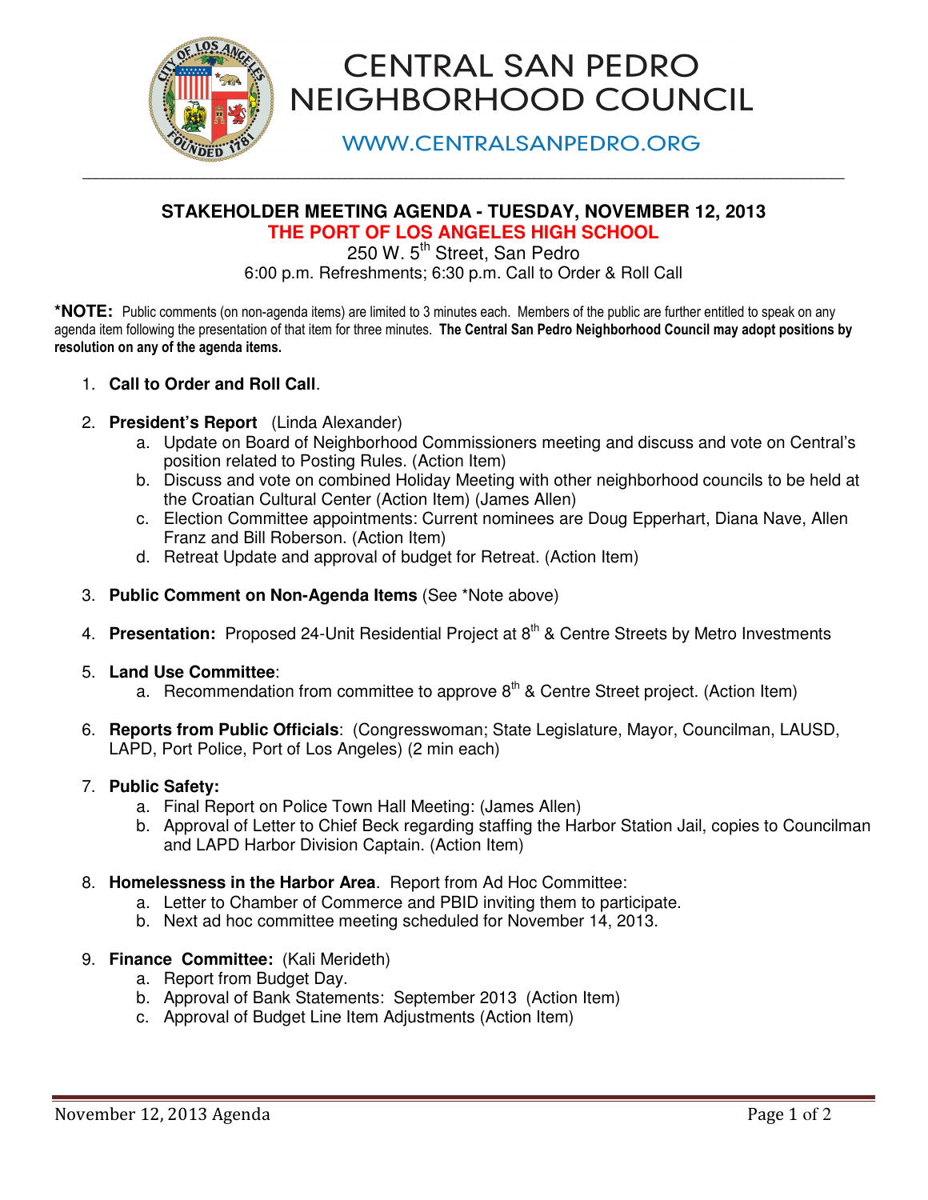# CENTRAL SAN PEDRO NEIGHBORHOOD COUNCIL

WWW.CENTRALSANPEDRO.ORG

---

## STAKEHOLDER MEETING AGENDA - TUESDAY, NOVEMBER 12, 2013

### THE PORT OF LOS ANGELES HIGH SCHOOL

250 W. 5th Street, San Pedro

6:00 p.m. Refreshments; 6:30 p.m. Call to Order & Roll Call

***NOTE:** Public comments (on non-agenda items) are limited to 3 minutes each. Members of the public are further entitled to speak on any agenda item following the presentation of that item for three minutes. **The Central San Pedro Neighborhood Council may adopt positions by resolution on any of the agenda items.**

1. **Call to Order and Roll Call**.

2. **President's Report** (Linda Alexander)
   a. Update on Board of Neighborhood Commissioners meeting and discuss and vote on Central's position related to Posting Rules. (Action Item)
   b. Discuss and vote on combined Holiday Meeting with other neighborhood councils to be held at the Croatian Cultural Center (Action Item) (James Allen)
   c. Election Committee appointments: Current nominees are Doug Epperhart, Diana Nave, Allen Franz and Bill Roberson. (Action Item)
   d. Retreat Update and approval of budget for Retreat. (Action Item)

3. **Public Comment on Non-Agenda Items** (See *Note above)

4. **Presentation:** Proposed 24-Unit Residential Project at 8th & Centre Streets by Metro Investments

5. **Land Use Committee**:
   a. Recommendation from committee to approve 8th & Centre Street project. (Action Item)

6. **Reports from Public Officials**: (Congresswoman; State Legislature, Mayor, Councilman, LAUSD, LAPD, Port Police, Port of Los Angeles) (2 min each)

7. **Public Safety:**
   a. Final Report on Police Town Hall Meeting: (James Allen)
   b. Approval of Letter to Chief Beck regarding staffing the Harbor Station Jail, copies to Councilman and LAPD Harbor Division Captain. (Action Item)

8. **Homelessness in the Harbor Area**. Report from Ad Hoc Committee:
   a. Letter to Chamber of Commerce and PBID inviting them to participate.
   b. Next ad hoc committee meeting scheduled for November 14, 2013.

9. **Finance Committee:** (Kali Merideth)
   a. Report from Budget Day.
   b. Approval of Bank Statements: September 2013 (Action Item)
   c. Approval of Budget Line Item Adjustments (Action Item)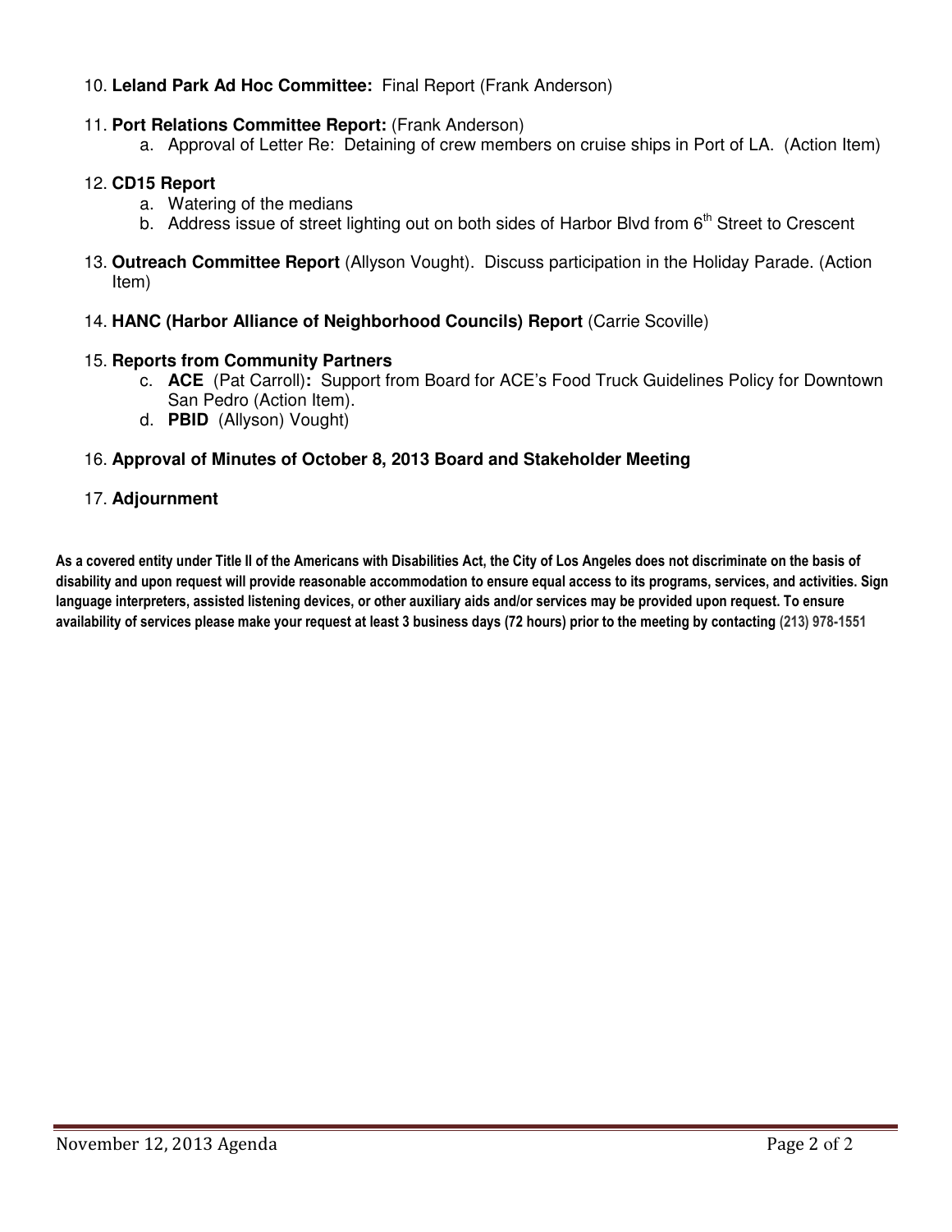10. **Leland Park Ad Hoc Committee:** Final Report (Frank Anderson)

11. **Port Relations Committee Report:** (Frank Anderson)
    a. Approval of Letter Re: Detaining of crew members on cruise ships in Port of LA. (Action Item)

12. **CD15 Report**
    a. Watering of the medians
    b. Address issue of street lighting out on both sides of Harbor Blvd from 6th Street to Crescent

13. **Outreach Committee Report** (Allyson Vought). Discuss participation in the Holiday Parade. (Action Item)

14. **HANC (Harbor Alliance of Neighborhood Councils) Report** (Carrie Scoville)

15. **Reports from Community Partners**
    c. **ACE** (Pat Carroll)**:** Support from Board for ACE's Food Truck Guidelines Policy for Downtown San Pedro (Action Item).
    d. **PBID** (Allyson) Vought)

16. **Approval of Minutes of October 8, 2013 Board and Stakeholder Meeting**

17. **Adjournment**

**As a covered entity under Title II of the Americans with Disabilities Act, the City of Los Angeles does not discriminate on the basis of disability and upon request will provide reasonable accommodation to ensure equal access to its programs, services, and activities. Sign language interpreters, assisted listening devices, or other auxiliary aids and/or services may be provided upon request. To ensure availability of services please make your request at least 3 business days (72 hours) prior to the meeting by contacting (213) 978-1551**